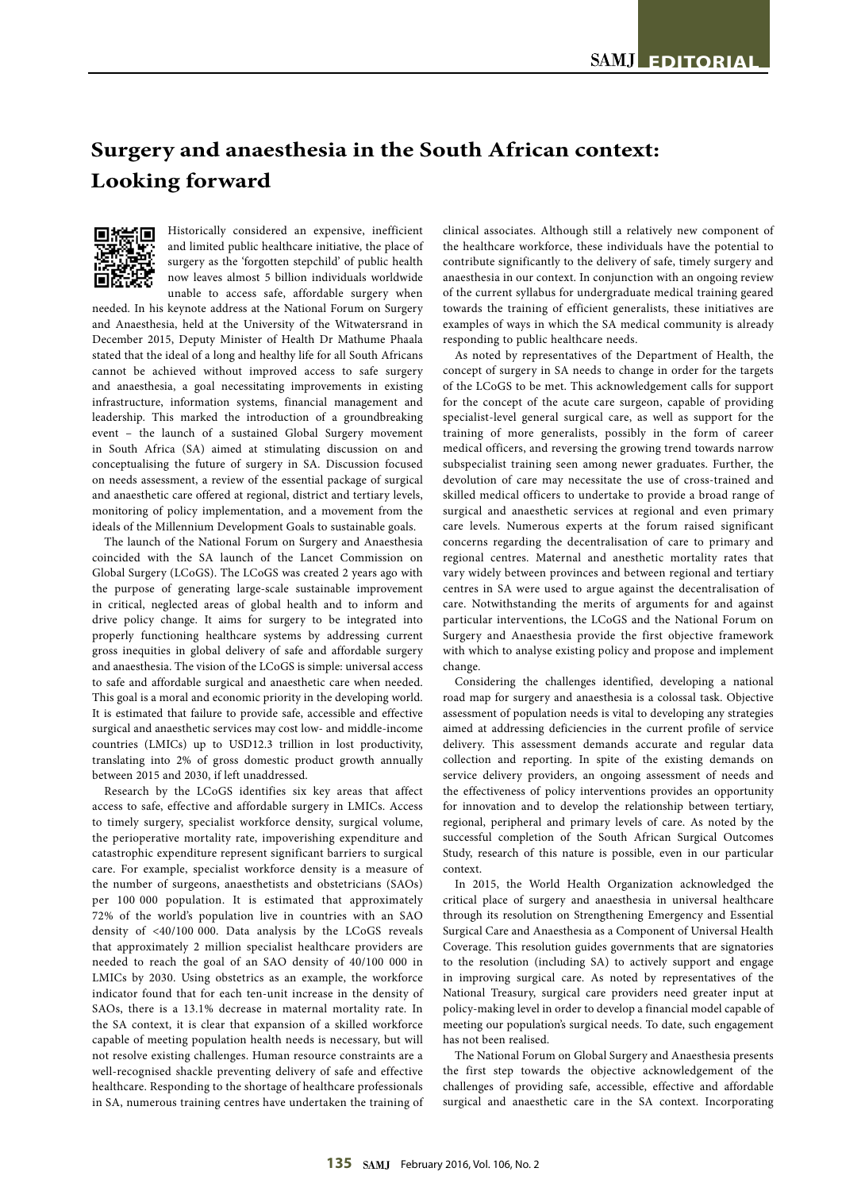# Surgery and anaesthesia in the South African context: Looking forward

Historically considered an expensive, inefficient and limited public healthcare initiative, the place of surgery as the 'forgotten stepchild' of public health now leaves almost 5 billion individuals worldwide unable to access safe, affordable surgery when needed. In his keynote address at the National Forum on Surgery and Anaesthesia, held at the University of the Witwatersrand in December 2015, Deputy Minister of Health Dr Mathume Phaala stated that the ideal of a long and healthy life for all South Africans cannot be achieved without improved access to safe surgery and anaesthesia, a goal necessitating improvements in existing infrastructure, information systems, financial management and leadership. This marked the introduction of a groundbreaking event – the launch of a sustained Global Surgery movement in South Africa (SA) aimed at stimulating discussion on and conceptualising the future of surgery in SA. Discussion focused on needs assessment, a review of the essential package of surgical and anaesthetic care offered at regional, district and tertiary levels, monitoring of policy implementation, and a movement from the ideals of the Millennium Development Goals to sustainable goals.

The launch of the National Forum on Surgery and Anaesthesia coincided with the SA launch of the Lancet Commission on Global Surgery (LCoGS). The LCoGS was created 2 years ago with the purpose of generating large-scale sustainable improvement in critical, neglected areas of global health and to inform and drive policy change. It aims for surgery to be integrated into properly functioning healthcare systems by addressing current gross inequities in global delivery of safe and affordable surgery and anaesthesia. The vision of the LCoGS is simple: universal access to safe and affordable surgical and anaesthetic care when needed. This goal is a moral and economic priority in the developing world. It is estimated that failure to provide safe, accessible and effective surgical and anaesthetic services may cost low- and middle-income countries (LMICs) up to USD12.3 trillion in lost productivity, translating into 2% of gross domestic product growth annually between 2015 and 2030, if left unaddressed.

Research by the LCoGS identifies six key areas that affect access to safe, effective and affordable surgery in LMICs. Access to timely surgery, specialist workforce density, surgical volume, the perioperative mortality rate, impoverishing expenditure and catastrophic expenditure represent significant barriers to surgical care. For example, specialist workforce density is a measure of the number of surgeons, anaesthetists and obstetricians (SAOs) per 100 000 population. It is estimated that approximately 72% of the world's population live in countries with an SAO density of <40/100 000. Data analysis by the LCoGS reveals that approximately 2 million specialist healthcare providers are needed to reach the goal of an SAO density of 40/100 000 in LMICs by 2030. Using obstetrics as an example, the workforce indicator found that for each ten-unit increase in the density of SAOs, there is a 13.1% decrease in maternal mortality rate. In the SA context, it is clear that expansion of a skilled workforce capable of meeting population health needs is necessary, but will not resolve existing challenges. Human resource constraints are a well-recognised shackle preventing delivery of safe and effective healthcare. Responding to the shortage of healthcare professionals in SA, numerous training centres have undertaken the training of clinical associates. Although still a relatively new component of the healthcare workforce, these individuals have the potential to contribute significantly to the delivery of safe, timely surgery and anaesthesia in our context. In conjunction with an ongoing review of the current syllabus for undergraduate medical training geared towards the training of efficient generalists, these initiatives are examples of ways in which the SA medical community is already responding to public healthcare needs.

As noted by representatives of the Department of Health, the concept of surgery in SA needs to change in order for the targets of the LCoGS to be met. This acknowledgement calls for support for the concept of the acute care surgeon, capable of providing specialist-level general surgical care, as well as support for the training of more generalists, possibly in the form of career medical officers, and reversing the growing trend towards narrow subspecialist training seen among newer graduates. Further, the devolution of care may necessitate the use of cross-trained and skilled medical officers to undertake to provide a broad range of surgical and anaesthetic services at regional and even primary care levels. Numerous experts at the forum raised significant concerns regarding the decentralisation of care to primary and regional centres. Maternal and anesthetic mortality rates that vary widely between provinces and between regional and tertiary centres in SA were used to argue against the decentralisation of care. Notwithstanding the merits of arguments for and against particular interventions, the LCoGS and the National Forum on Surgery and Anaesthesia provide the first objective framework with which to analyse existing policy and propose and implement change.

Considering the challenges identified, developing a national road map for surgery and anaesthesia is a colossal task. Objective assessment of population needs is vital to developing any strategies aimed at addressing deficiencies in the current profile of service delivery. This assessment demands accurate and regular data collection and reporting. In spite of the existing demands on service delivery providers, an ongoing assessment of needs and the effectiveness of policy interventions provides an opportunity for innovation and to develop the relationship between tertiary, regional, peripheral and primary levels of care. As noted by the successful completion of the South African Surgical Outcomes Study, research of this nature is possible, even in our particular context.

In 2015, the World Health Organization acknowledged the critical place of surgery and anaesthesia in universal healthcare through its resolution on Strengthening Emergency and Essential Surgical Care and Anaesthesia as a Component of Universal Health Coverage. This resolution guides governments that are signatories to the resolution (including SA) to actively support and engage in improving surgical care. As noted by representatives of the National Treasury, surgical care providers need greater input at policy-making level in order to develop a financial model capable of meeting our population's surgical needs. To date, such engagement has not been realised.

The National Forum on Global Surgery and Anaesthesia presents the first step towards the objective acknowledgement of the challenges of providing safe, accessible, effective and affordable surgical and anaesthetic care in the SA context. Incorporating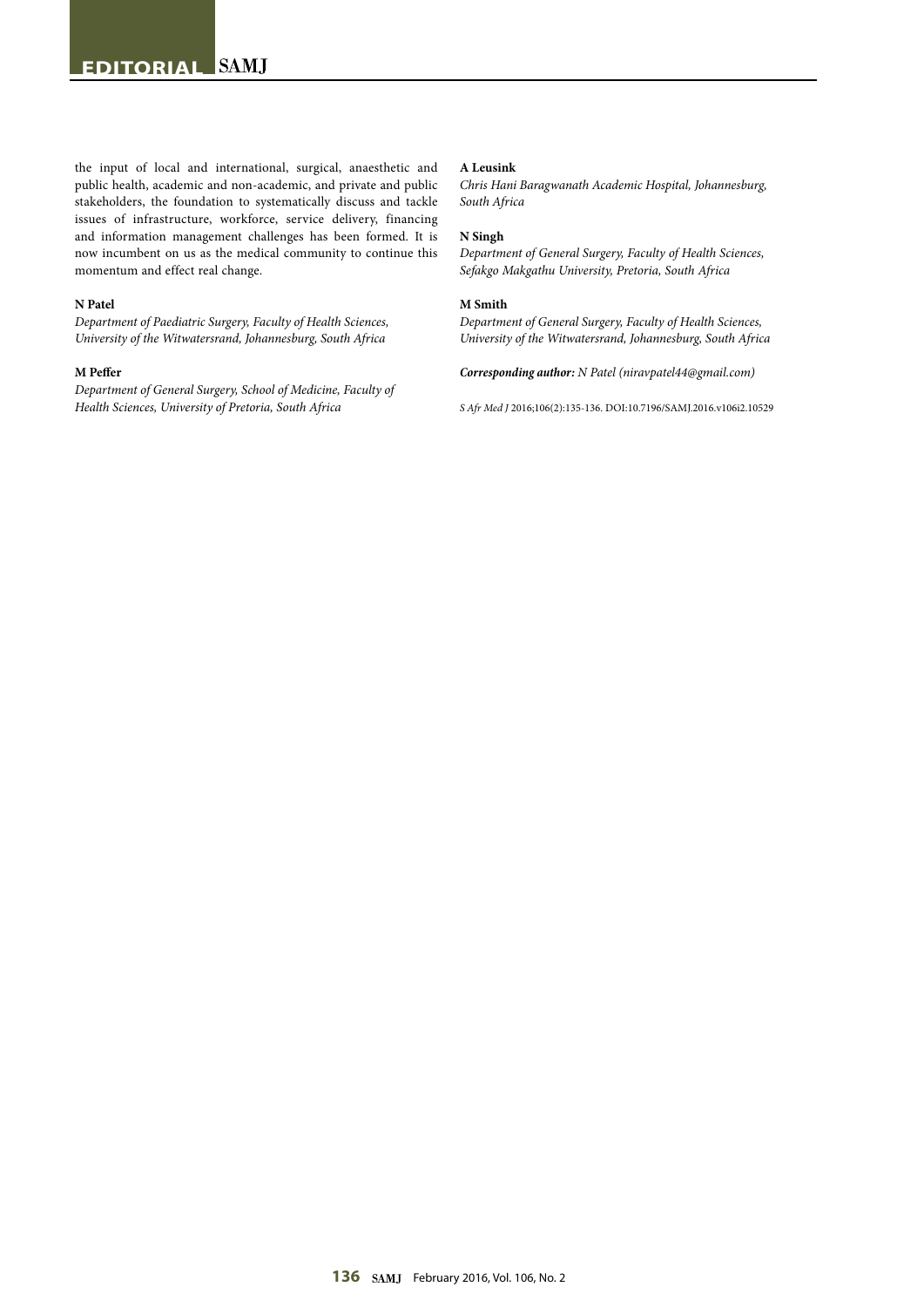the input of local and international, surgical, anaesthetic and public health, academic and non-academic, and private and public stakeholders, the foundation to systematically discuss and tackle issues of infrastructure, workforce, service delivery, financing and information management challenges has been formed. It is now incumbent on us as the medical community to continue this momentum and effect real change.

**N Patel**
*Department of Paediatric Surgery, Faculty of Health Sciences, University of the Witwatersrand, Johannesburg, South Africa*

**M Peffer**
*Department of General Surgery, School of Medicine, Faculty of Health Sciences, University of Pretoria, South Africa*

**A Leusink**
*Chris Hani Baragwanath Academic Hospital, Johannesburg, South Africa*

**N Singh**
*Department of General Surgery, Faculty of Health Sciences, Sefakgo Makgathu University, Pretoria, South Africa*

**M Smith**
*Department of General Surgery, Faculty of Health Sciences, University of the Witwatersrand, Johannesburg, South Africa*

***Corresponding author:*** *N Patel (niravpatel44@gmail.com)*

*S Afr Med J* 2016;106(2):135-136. DOI:10.7196/SAMJ.2016.v106i2.10529